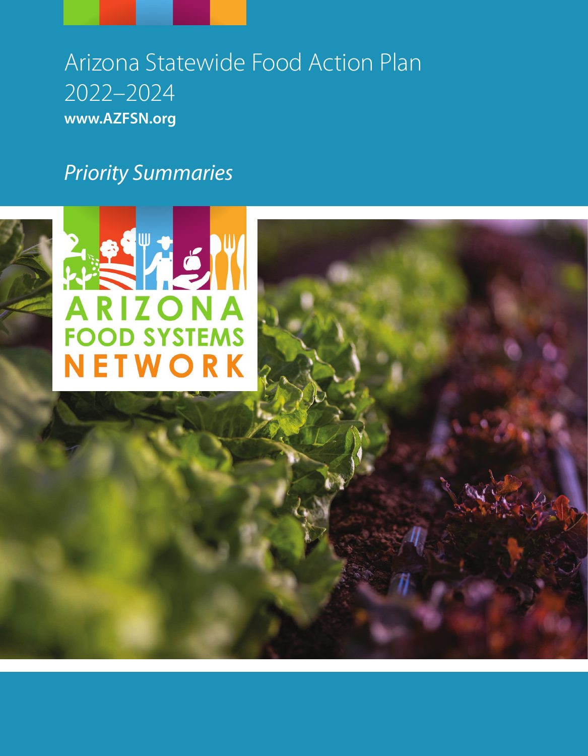# Arizona Statewide Food Action Plan 2022–2024

**www.AZFSN.org**

*Priority Summaries*

ARIZONA FOOD SYSTEMS NETWORK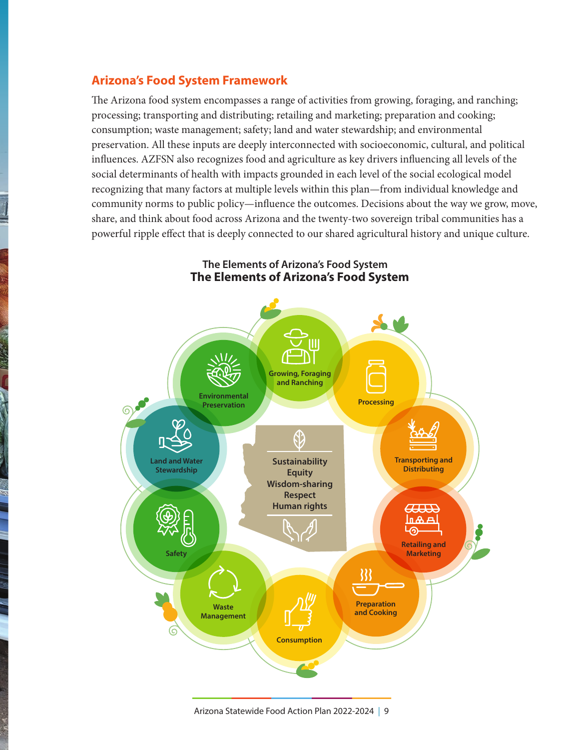## Arizona's Food System Framework

The Arizona food system encompasses a range of activities from growing, foraging, and ranching; processing; transporting and distributing; retailing and marketing; preparation and cooking; consumption; waste management; safety; land and water stewardship; and environmental preservation. All these inputs are deeply interconnected with socioeconomic, cultural, and political influences. AZFSN also recognizes food and agriculture as key drivers influencing all levels of the social determinants of health with impacts grounded in each level of the social ecological model recognizing that many factors at multiple levels within this plan—from individual knowledge and community norms to public policy—influence the outcomes. Decisions about the way we grow, move, share, and think about food across Arizona and the twenty-two sovereign tribal communities has a powerful ripple effect that is deeply connected to our shared agricultural history and unique culture.

### The Elements of Arizona's Food System

- Growing, Foraging and Ranching
- Processing
- Transporting and Distributing
- Retailing and Marketing
- Preparation and Cooking
- Consumption
- Waste Management
- Safety
- Land and Water Stewardship
- Environmental Preservation

Sustainability
Equity
Wisdom-sharing
Respect
Human rights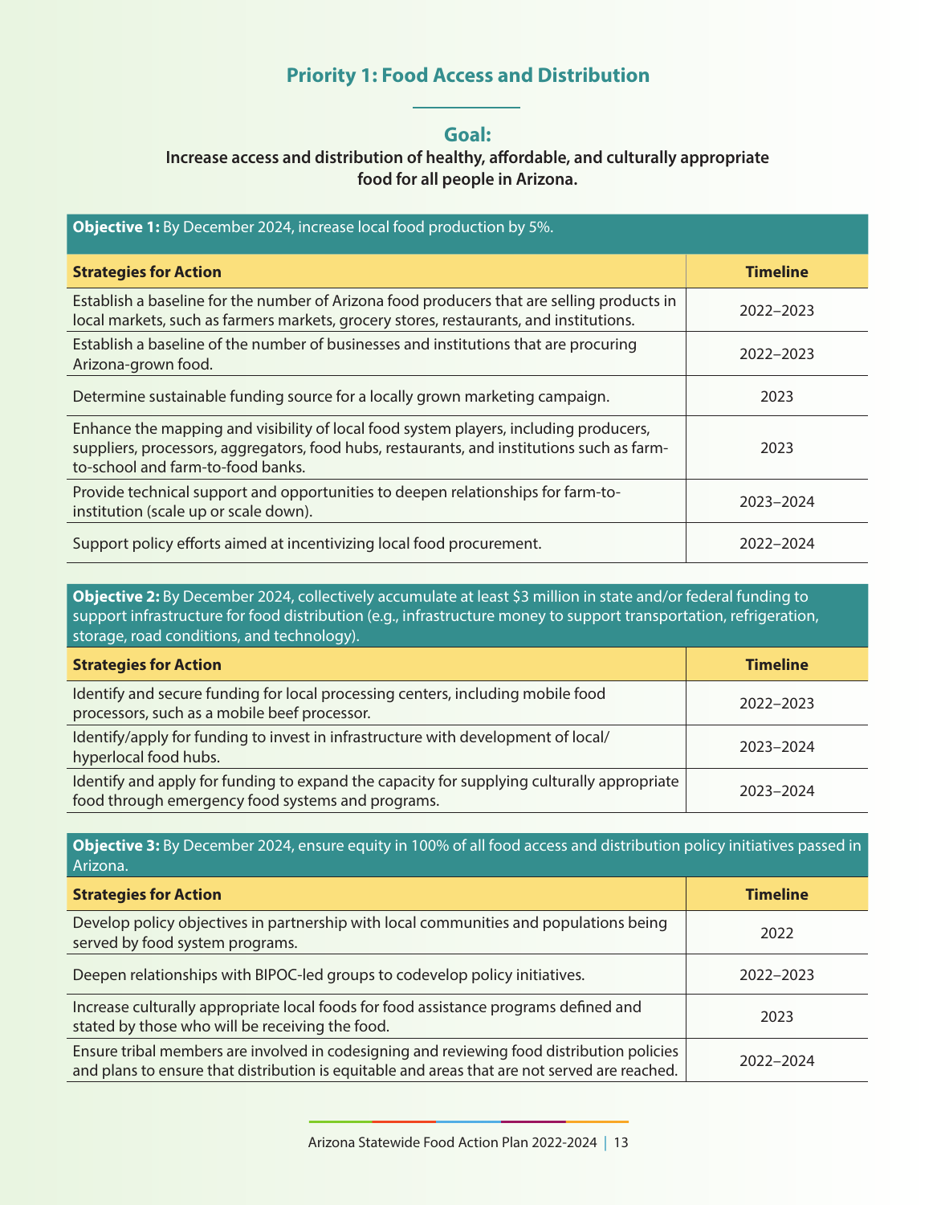## Priority 1: Food Access and Distribution

### Goal:

**Increase access and distribution of healthy, affordable, and culturally appropriate food for all people in Arizona.**

**Objective 1:** By December 2024, increase local food production by 5%.

| Strategies for Action | Timeline |
|---|---|
| Establish a baseline for the number of Arizona food producers that are selling products in local markets, such as farmers markets, grocery stores, restaurants, and institutions. | 2022–2023 |
| Establish a baseline of the number of businesses and institutions that are procuring Arizona-grown food. | 2022–2023 |
| Determine sustainable funding source for a locally grown marketing campaign. | 2023 |
| Enhance the mapping and visibility of local food system players, including producers, suppliers, processors, aggregators, food hubs, restaurants, and institutions such as farm-to-school and farm-to-food banks. | 2023 |
| Provide technical support and opportunities to deepen relationships for farm-to-institution (scale up or scale down). | 2023–2024 |
| Support policy efforts aimed at incentivizing local food procurement. | 2022–2024 |

**Objective 2:** By December 2024, collectively accumulate at least $3 million in state and/or federal funding to support infrastructure for food distribution (e.g., infrastructure money to support transportation, refrigeration, storage, road conditions, and technology).

| Strategies for Action | Timeline |
|---|---|
| Identify and secure funding for local processing centers, including mobile food processors, such as a mobile beef processor. | 2022–2023 |
| Identify/apply for funding to invest in infrastructure with development of local/hyperlocal food hubs. | 2023–2024 |
| Identify and apply for funding to expand the capacity for supplying culturally appropriate food through emergency food systems and programs. | 2023–2024 |

**Objective 3:** By December 2024, ensure equity in 100% of all food access and distribution policy initiatives passed in Arizona.

| Strategies for Action | Timeline |
|---|---|
| Develop policy objectives in partnership with local communities and populations being served by food system programs. | 2022 |
| Deepen relationships with BIPOC-led groups to codevelop policy initiatives. | 2022–2023 |
| Increase culturally appropriate local foods for food assistance programs defined and stated by those who will be receiving the food. | 2023 |
| Ensure tribal members are involved in codesigning and reviewing food distribution policies and plans to ensure that distribution is equitable and areas that are not served are reached. | 2022–2024 |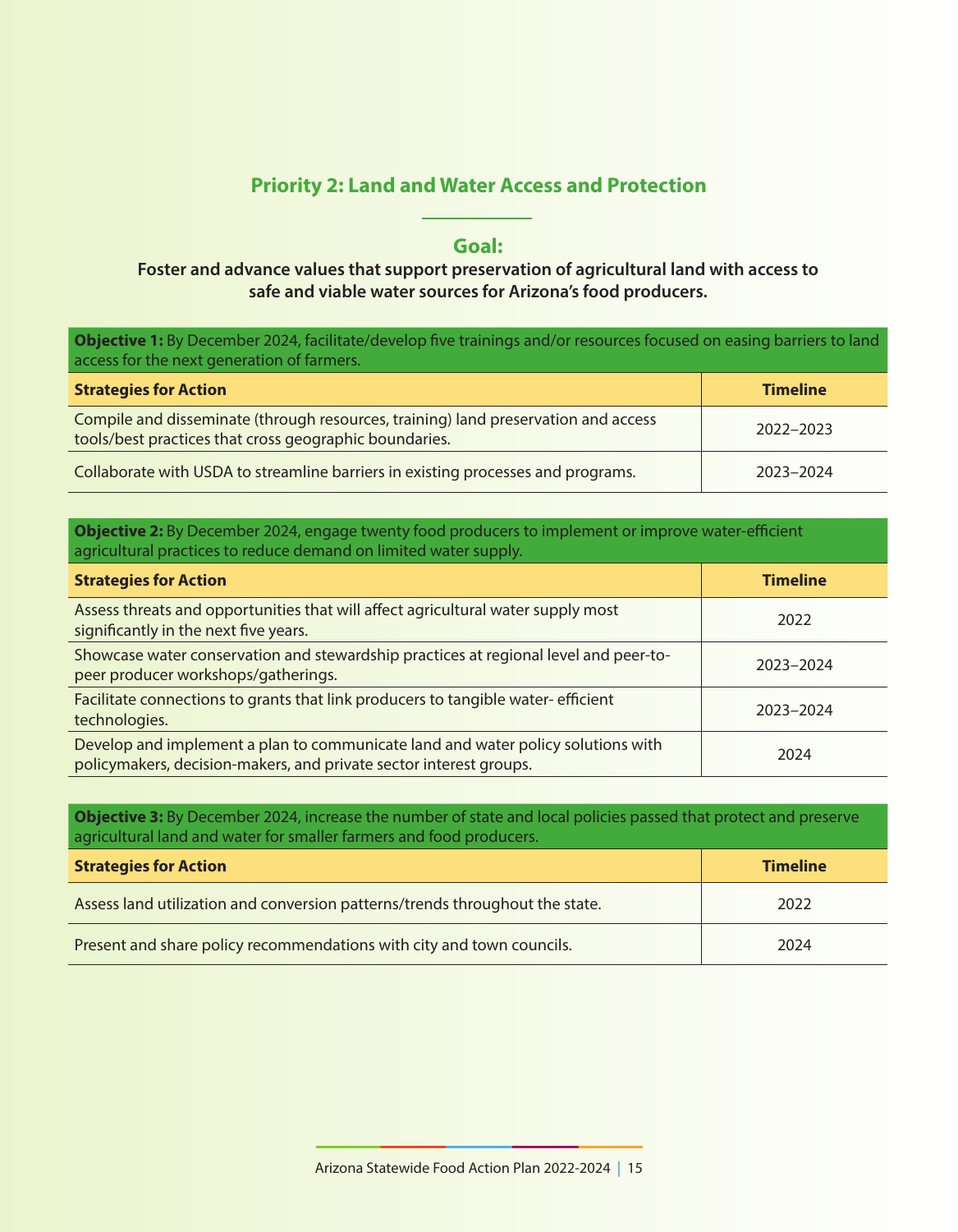## Priority 2: Land and Water Access and Protection

### Goal:

**Foster and advance values that support preservation of agricultural land with access to safe and viable water sources for Arizona's food producers.**

**Objective 1:** By December 2024, facilitate/develop five trainings and/or resources focused on easing barriers to land access for the next generation of farmers.

| Strategies for Action | Timeline |
|---|---|
| Compile and disseminate (through resources, training) land preservation and access tools/best practices that cross geographic boundaries. | 2022–2023 |
| Collaborate with USDA to streamline barriers in existing processes and programs. | 2023–2024 |

**Objective 2:** By December 2024, engage twenty food producers to implement or improve water-efficient agricultural practices to reduce demand on limited water supply.

| Strategies for Action | Timeline |
|---|---|
| Assess threats and opportunities that will affect agricultural water supply most significantly in the next five years. | 2022 |
| Showcase water conservation and stewardship practices at regional level and peer-to-peer producer workshops/gatherings. | 2023–2024 |
| Facilitate connections to grants that link producers to tangible water- efficient technologies. | 2023–2024 |
| Develop and implement a plan to communicate land and water policy solutions with policymakers, decision-makers, and private sector interest groups. | 2024 |

**Objective 3:** By December 2024, increase the number of state and local policies passed that protect and preserve agricultural land and water for smaller farmers and food producers.

| Strategies for Action | Timeline |
|---|---|
| Assess land utilization and conversion patterns/trends throughout the state. | 2022 |
| Present and share policy recommendations with city and town councils. | 2024 |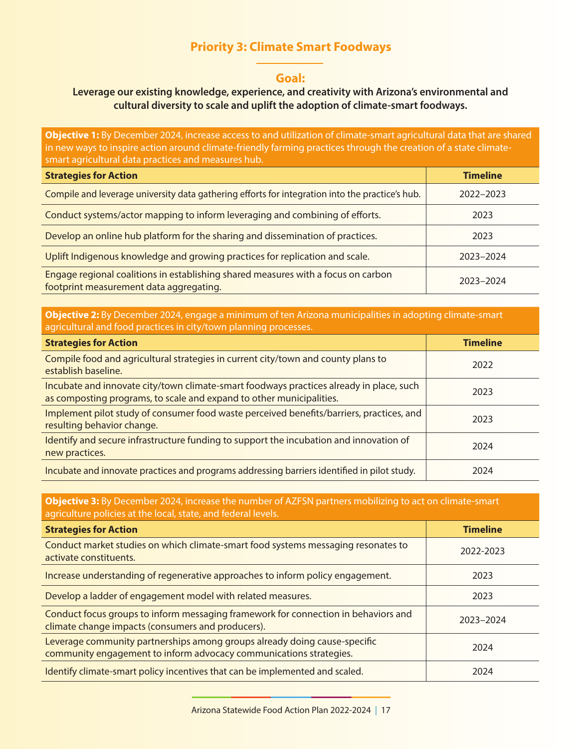## Priority 3: Climate Smart Foodways

### Goal:

**Leverage our existing knowledge, experience, and creativity with Arizona's environmental and cultural diversity to scale and uplift the adoption of climate-smart foodways.**

**Objective 1:** By December 2024, increase access to and utilization of climate-smart agricultural data that are shared in new ways to inspire action around climate-friendly farming practices through the creation of a state climate-smart agricultural data practices and measures hub.

| Strategies for Action | Timeline |
| --- | --- |
| Compile and leverage university data gathering efforts for integration into the practice's hub. | 2022–2023 |
| Conduct systems/actor mapping to inform leveraging and combining of efforts. | 2023 |
| Develop an online hub platform for the sharing and dissemination of practices. | 2023 |
| Uplift Indigenous knowledge and growing practices for replication and scale. | 2023–2024 |
| Engage regional coalitions in establishing shared measures with a focus on carbon footprint measurement data aggregating. | 2023–2024 |

**Objective 2:** By December 2024, engage a minimum of ten Arizona municipalities in adopting climate-smart agricultural and food practices in city/town planning processes.

| Strategies for Action | Timeline |
| --- | --- |
| Compile food and agricultural strategies in current city/town and county plans to establish baseline. | 2022 |
| Incubate and innovate city/town climate-smart foodways practices already in place, such as composting programs, to scale and expand to other municipalities. | 2023 |
| Implement pilot study of consumer food waste perceived benefits/barriers, practices, and resulting behavior change. | 2023 |
| Identify and secure infrastructure funding to support the incubation and innovation of new practices. | 2024 |
| Incubate and innovate practices and programs addressing barriers identified in pilot study. | 2024 |

**Objective 3:** By December 2024, increase the number of AZFSN partners mobilizing to act on climate-smart agriculture policies at the local, state, and federal levels.

| Strategies for Action | Timeline |
| --- | --- |
| Conduct market studies on which climate-smart food systems messaging resonates to activate constituents. | 2022-2023 |
| Increase understanding of regenerative approaches to inform policy engagement. | 2023 |
| Develop a ladder of engagement model with related measures. | 2023 |
| Conduct focus groups to inform messaging framework for connection in behaviors and climate change impacts (consumers and producers). | 2023–2024 |
| Leverage community partnerships among groups already doing cause-specific community engagement to inform advocacy communications strategies. | 2024 |
| Identify climate-smart policy incentives that can be implemented and scaled. | 2024 |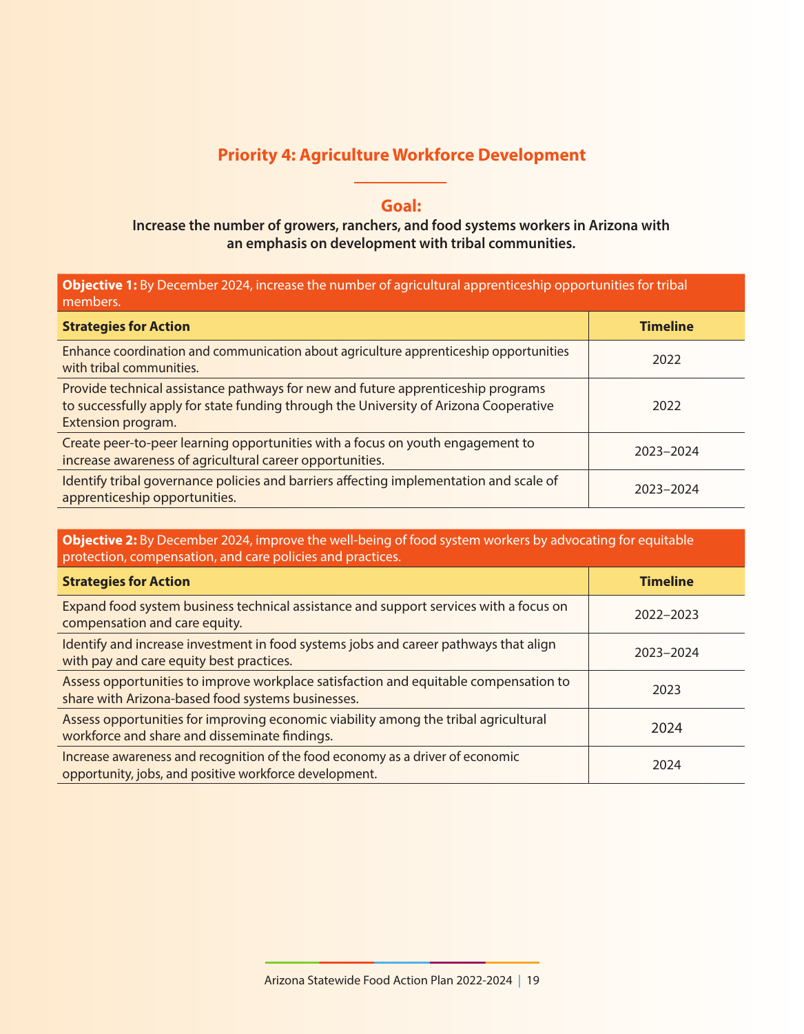## Priority 4: Agriculture Workforce Development

### Goal:

**Increase the number of growers, ranchers, and food systems workers in Arizona with an emphasis on development with tribal communities.**

**Objective 1:** By December 2024, increase the number of agricultural apprenticeship opportunities for tribal members.

| Strategies for Action | Timeline |
| --- | --- |
| Enhance coordination and communication about agriculture apprenticeship opportunities with tribal communities. | 2022 |
| Provide technical assistance pathways for new and future apprenticeship programs to successfully apply for state funding through the University of Arizona Cooperative Extension program. | 2022 |
| Create peer-to-peer learning opportunities with a focus on youth engagement to increase awareness of agricultural career opportunities. | 2023–2024 |
| Identify tribal governance policies and barriers affecting implementation and scale of apprenticeship opportunities. | 2023–2024 |

**Objective 2:** By December 2024, improve the well-being of food system workers by advocating for equitable protection, compensation, and care policies and practices.

| Strategies for Action | Timeline |
| --- | --- |
| Expand food system business technical assistance and support services with a focus on compensation and care equity. | 2022–2023 |
| Identify and increase investment in food systems jobs and career pathways that align with pay and care equity best practices. | 2023–2024 |
| Assess opportunities to improve workplace satisfaction and equitable compensation to share with Arizona-based food systems businesses. | 2023 |
| Assess opportunities for improving economic viability among the tribal agricultural workforce and share and disseminate findings. | 2024 |
| Increase awareness and recognition of the food economy as a driver of economic opportunity, jobs, and positive workforce development. | 2024 |